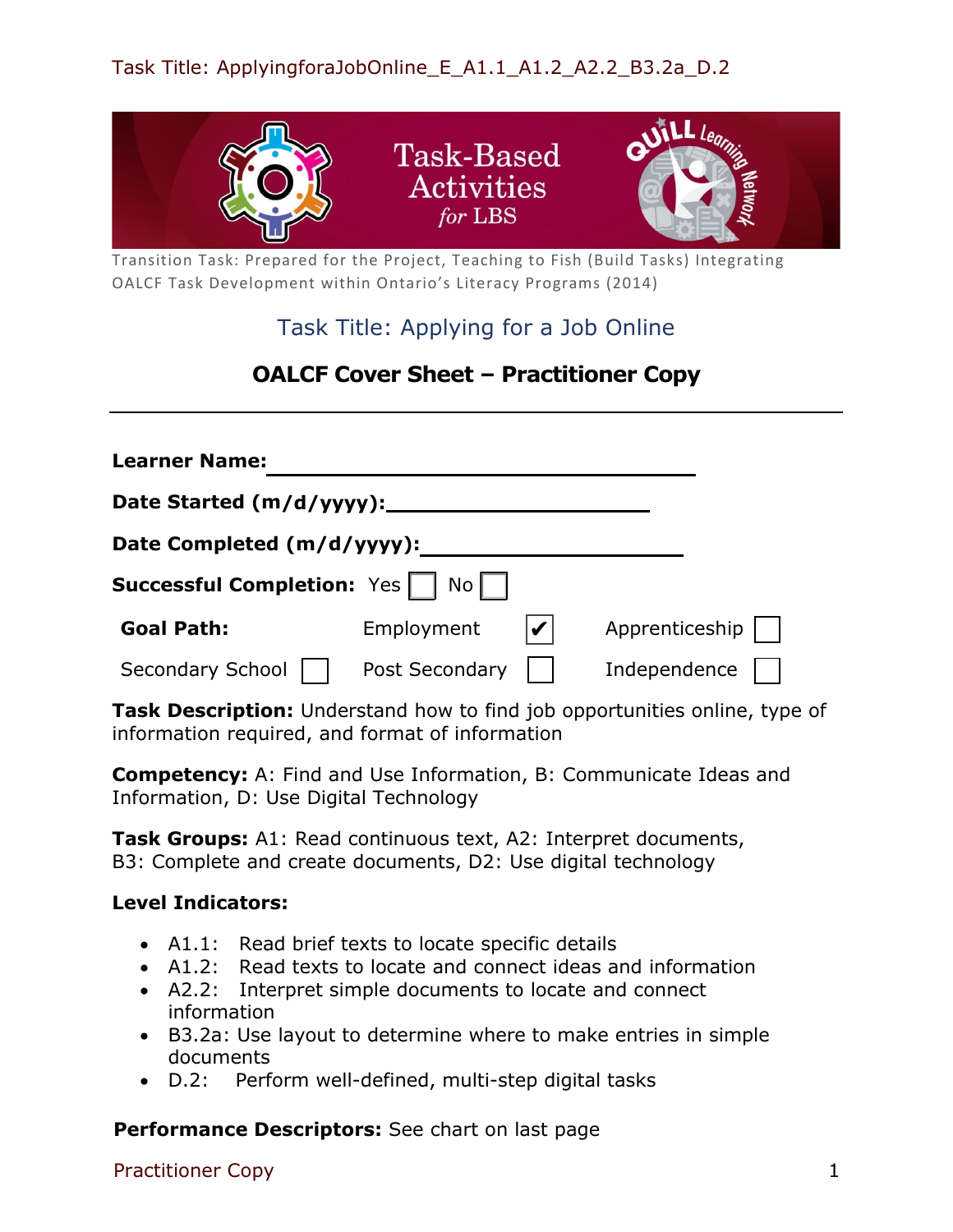Task Title: ApplyingforaJobOnline_E_A1.1_A1.2_A2.2_B3.2a_D.2

# Task-Based Activities for LBS

Transition Task: Prepared for the Project, Teaching to Fish (Build Tasks) Integrating OALCF Task Development within Ontario's Literacy Programs (2014)

## Task Title: Applying for a Job Online

## OALCF Cover Sheet – Practitioner Copy

---

**Learner Name:** ______________________________

**Date Started (m/d/yyyy):** ______________________

**Date Completed (m/d/yyyy):** ____________________

**Successful Completion:** Yes ☐ No ☐

| **Goal Path:** | Employment ☑ | Apprenticeship ☐ |
|---|---|---|
| Secondary School ☐ | Post Secondary ☐ | Independence ☐ |

**Task Description:** Understand how to find job opportunities online, type of information required, and format of information

**Competency:** A: Find and Use Information, B: Communicate Ideas and Information, D: Use Digital Technology

**Task Groups:** A1: Read continuous text, A2: Interpret documents, B3: Complete and create documents, D2: Use digital technology

**Level Indicators:**

- A1.1: Read brief texts to locate specific details
- A1.2: Read texts to locate and connect ideas and information
- A2.2: Interpret simple documents to locate and connect information
- B3.2a: Use layout to determine where to make entries in simple documents
- D.2: Perform well-defined, multi-step digital tasks

**Performance Descriptors:** See chart on last page

Practitioner Copy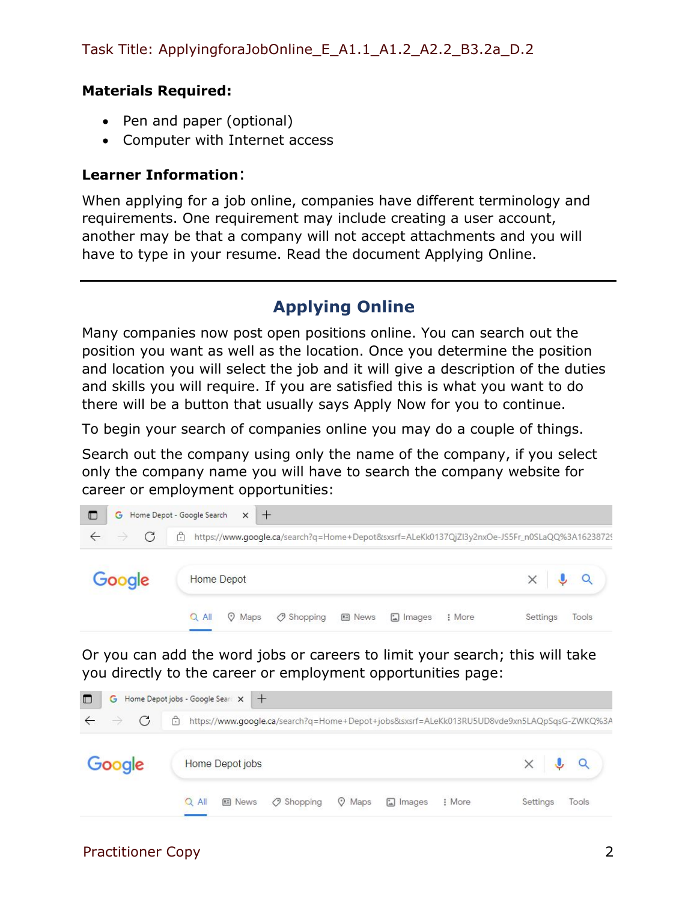Task Title: ApplyingforaJobOnline_E_A1.1_A1.2_A2.2_B3.2a_D.2

**Materials Required:**

- Pen and paper (optional)
- Computer with Internet access

**Learner Information**:

When applying for a job online, companies have different terminology and requirements. One requirement may include creating a user account, another may be that a company will not accept attachments and you will have to type in your resume. Read the document Applying Online.

---

## Applying Online

Many companies now post open positions online. You can search out the position you want as well as the location. Once you determine the position and location you will select the job and it will give a description of the duties and skills you will require. If you are satisfied this is what you want to do there will be a button that usually says Apply Now for you to continue.

To begin your search of companies online you may do a couple of things.

Search out the company using only the name of the company, if you select only the company name you will have to search the company website for career or employment opportunities:

Home Depot - Google Search

https://www.google.ca/search?q=Home+Depot&sxsrf=ALeKk0137QjZl3y2nxOe-JS5Fr_n0SLaQQ%3A1623872

Google | Home Depot

All | Maps | Shopping | News | Images | More | Settings | Tools

Or you can add the word jobs or careers to limit your search; this will take you directly to the career or employment opportunities page:

Home Depot jobs - Google Sear

https://www.google.ca/search?q=Home+Depot+jobs&sxsrf=ALeKk013RU5UD8vde9xn5LAQpSqsG-ZWKQ%3A

Google | Home Depot jobs

All | News | Shopping | Maps | Images | More | Settings | Tools

Practitioner Copy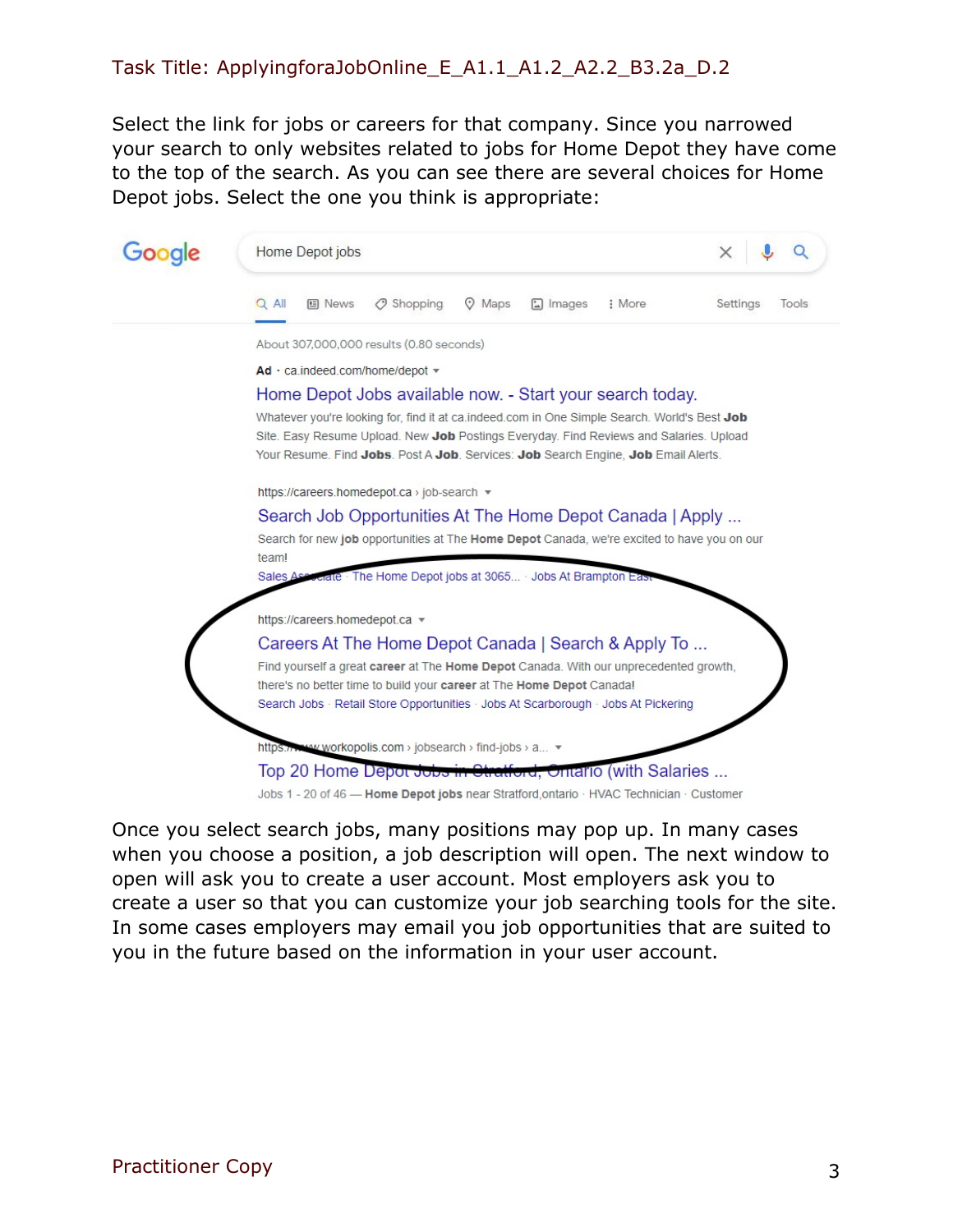Select the link for jobs or careers for that company. Since you narrowed your search to only websites related to jobs for Home Depot they have come to the top of the search. As you can see there are several choices for Home Depot jobs. Select the one you think is appropriate:

Once you select search jobs, many positions may pop up. In many cases when you choose a position, a job description will open. The next window to open will ask you to create a user account. Most employers ask you to create a user so that you can customize your job searching tools for the site. In some cases employers may email you job opportunities that are suited to you in the future based on the information in your user account.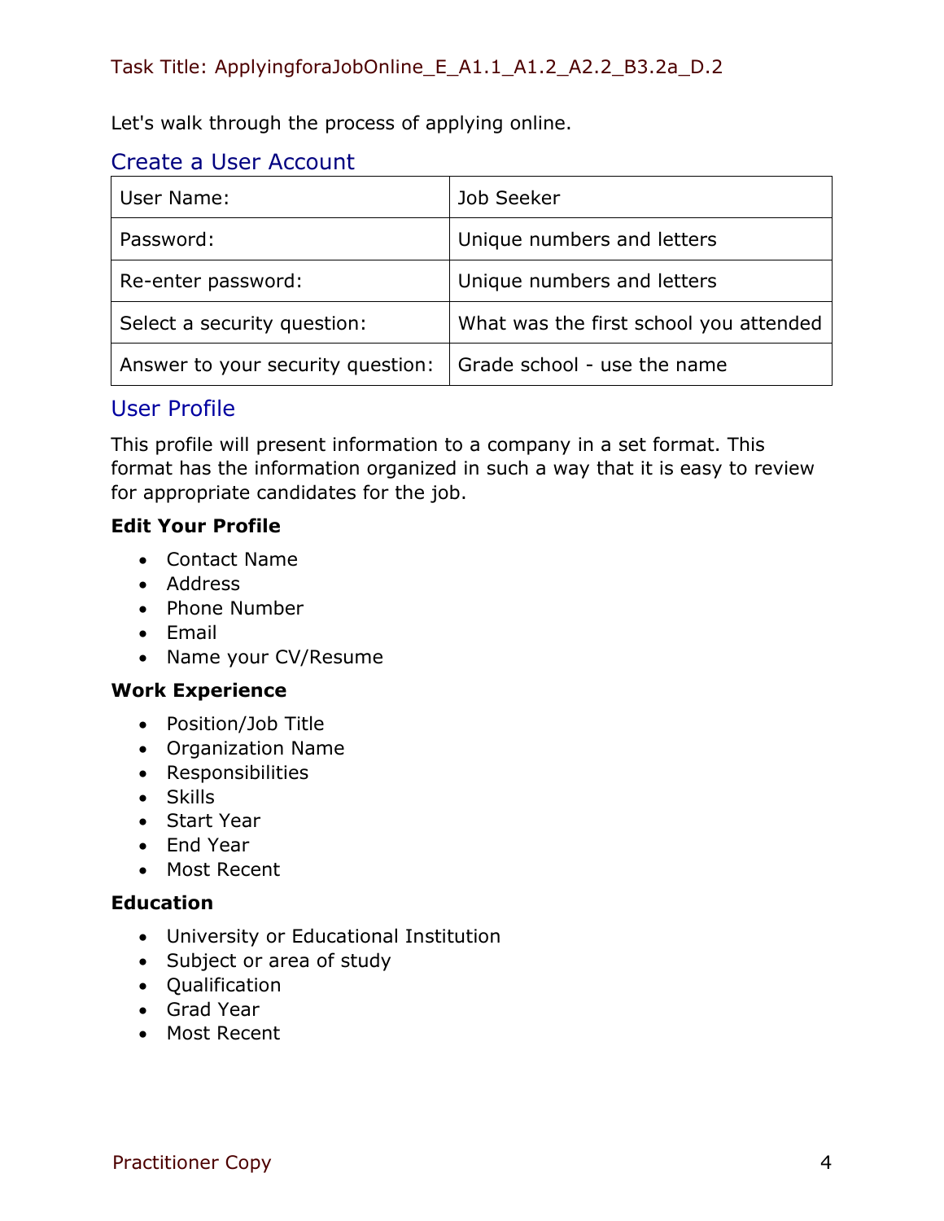Task Title: ApplyingforaJobOnline_E_A1.1_A1.2_A2.2_B3.2a_D.2

Let's walk through the process of applying online.

## Create a User Account

| User Name: | Job Seeker |
|---|---|
| Password: | Unique numbers and letters |
| Re-enter password: | Unique numbers and letters |
| Select a security question: | What was the first school you attended |
| Answer to your security question: | Grade school - use the name |

## User Profile

This profile will present information to a company in a set format. This format has the information organized in such a way that it is easy to review for appropriate candidates for the job.

**Edit Your Profile**

- Contact Name
- Address
- Phone Number
- Email
- Name your CV/Resume

**Work Experience**

- Position/Job Title
- Organization Name
- Responsibilities
- Skills
- Start Year
- End Year
- Most Recent

**Education**

- University or Educational Institution
- Subject or area of study
- Qualification
- Grad Year
- Most Recent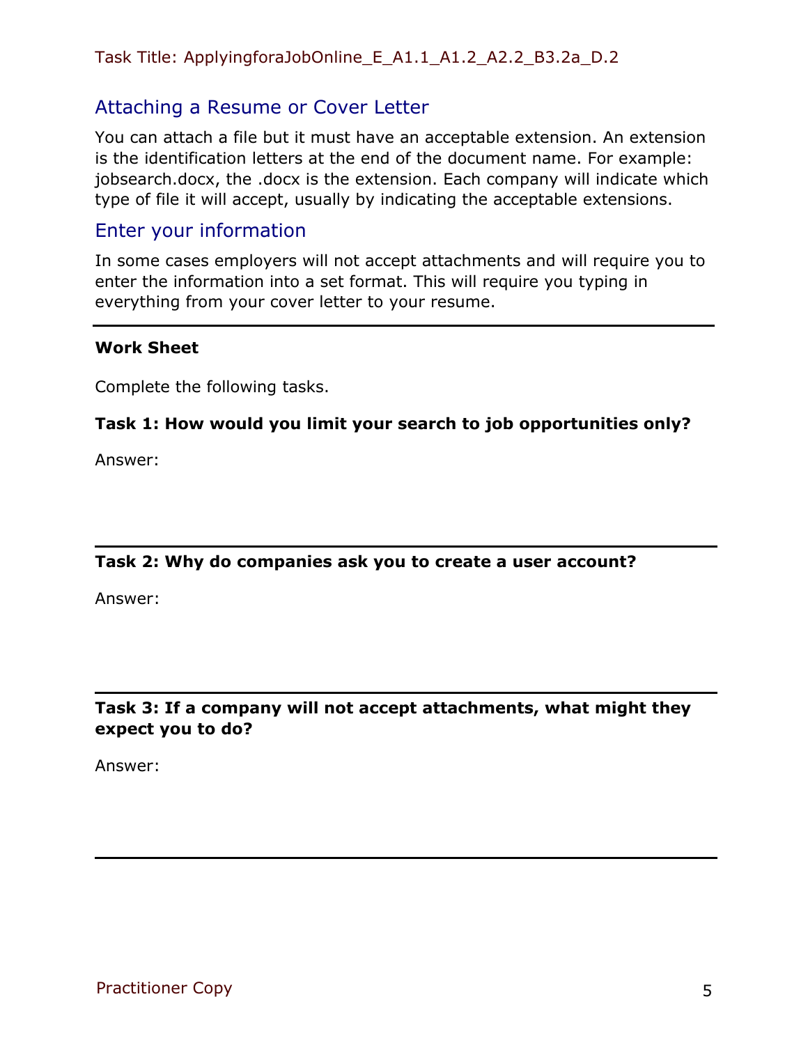## Attaching a Resume or Cover Letter

You can attach a file but it must have an acceptable extension. An extension is the identification letters at the end of the document name. For example: jobsearch.docx, the .docx is the extension. Each company will indicate which type of file it will accept, usually by indicating the acceptable extensions.

## Enter your information

In some cases employers will not accept attachments and will require you to enter the information into a set format. This will require you typing in everything from your cover letter to your resume.

---

**Work Sheet**

Complete the following tasks.

**Task 1: How would you limit your search to job opportunities only?**

Answer:

---

**Task 2: Why do companies ask you to create a user account?**

Answer:

---

**Task 3: If a company will not accept attachments, what might they expect you to do?**

Answer:

---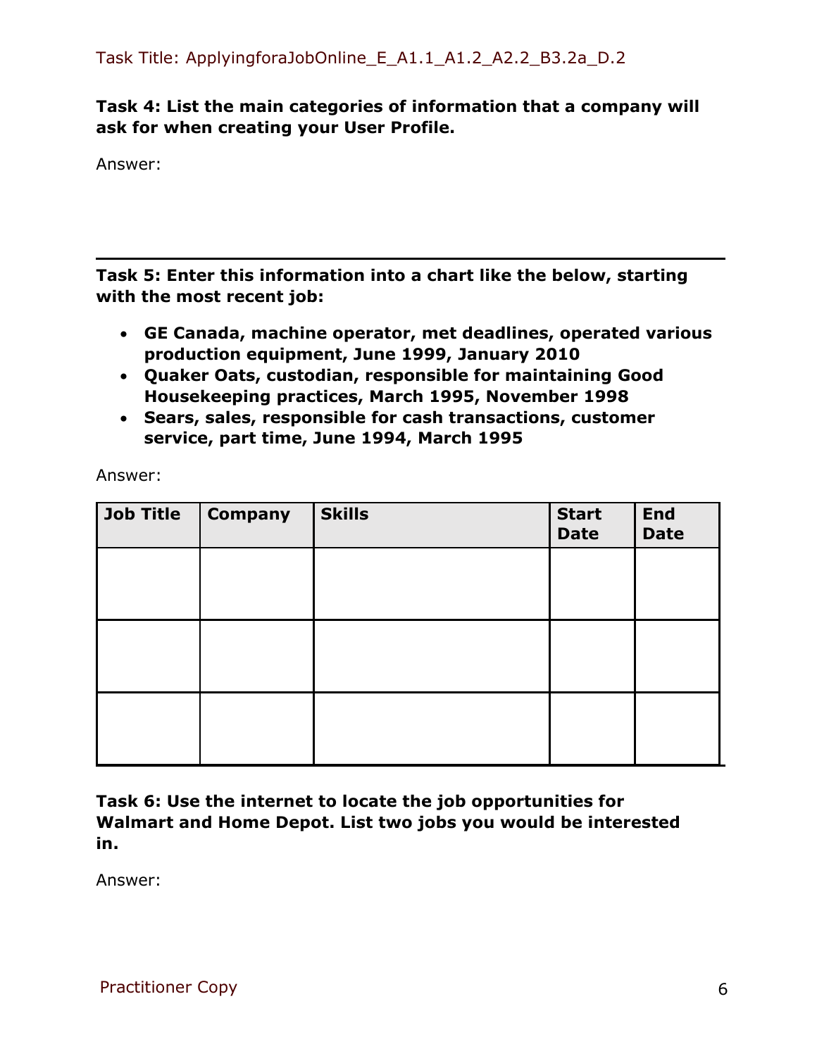Task Title: ApplyingforaJobOnline_E_A1.1_A1.2_A2.2_B3.2a_D.2

**Task 4: List the main categories of information that a company will ask for when creating your User Profile.**

Answer:

---

**Task 5: Enter this information into a chart like the below, starting with the most recent job:**

- **GE Canada, machine operator, met deadlines, operated various production equipment, June 1999, January 2010**
- **Quaker Oats, custodian, responsible for maintaining Good Housekeeping practices, March 1995, November 1998**
- **Sears, sales, responsible for cash transactions, customer service, part time, June 1994, March 1995**

Answer:

| Job Title | Company | Skills | Start Date | End Date |
|---|---|---|---|---|
| | | | | |
| | | | | |
| | | | | |

**Task 6: Use the internet to locate the job opportunities for Walmart and Home Depot. List two jobs you would be interested in.**

Answer:

Practitioner Copy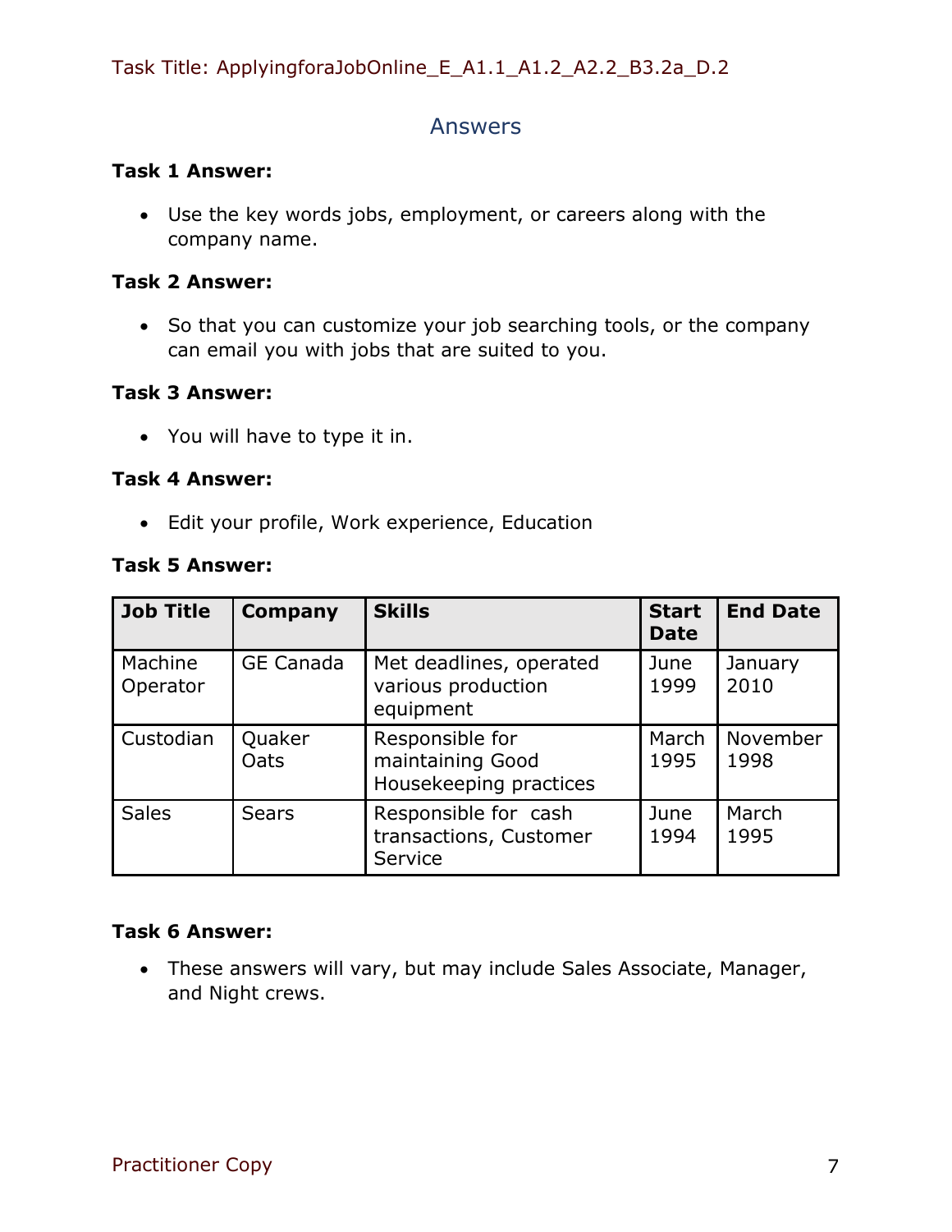Task Title: ApplyingforaJobOnline_E_A1.1_A1.2_A2.2_B3.2a_D.2

## Answers

**Task 1 Answer:**

- Use the key words jobs, employment, or careers along with the company name.

**Task 2 Answer:**

- So that you can customize your job searching tools, or the company can email you with jobs that are suited to you.

**Task 3 Answer:**

- You will have to type it in.

**Task 4 Answer:**

- Edit your profile, Work experience, Education

**Task 5 Answer:**

| Job Title | Company | Skills | Start Date | End Date |
|---|---|---|---|---|
| Machine Operator | GE Canada | Met deadlines, operated various production equipment | June 1999 | January 2010 |
| Custodian | Quaker Oats | Responsible for maintaining Good Housekeeping practices | March 1995 | November 1998 |
| Sales | Sears | Responsible for cash transactions, Customer Service | June 1994 | March 1995 |

**Task 6 Answer:**

- These answers will vary, but may include Sales Associate, Manager, and Night crews.

Practitioner Copy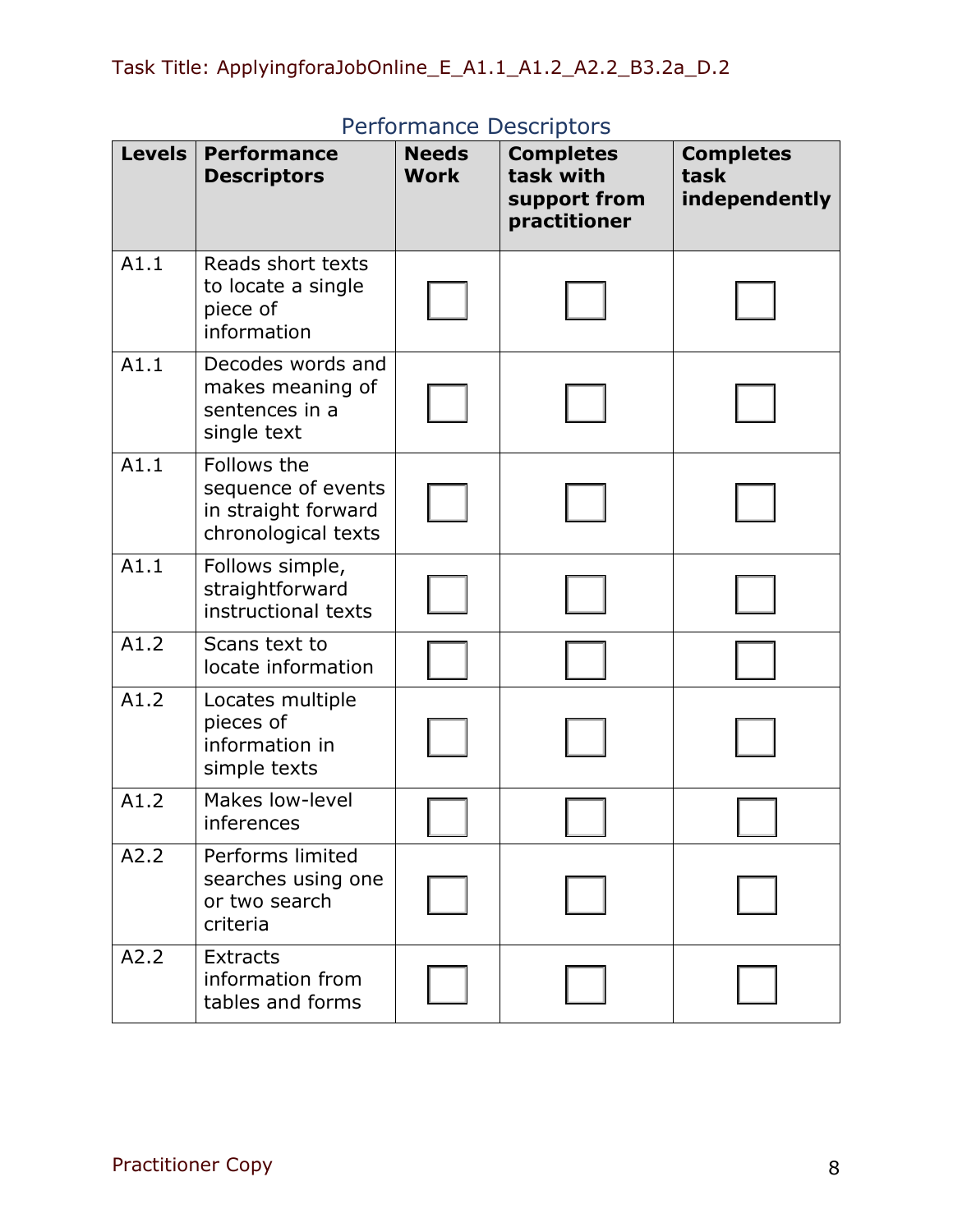Task Title: ApplyingforaJobOnline_E_A1.1_A1.2_A2.2_B3.2a_D.2

## Performance Descriptors

| Levels | Performance Descriptors | Needs Work | Completes task with support from practitioner | Completes task independently |
|---|---|---|---|---|
| A1.1 | Reads short texts to locate a single piece of information | ☐ | ☐ | ☐ |
| A1.1 | Decodes words and makes meaning of sentences in a single text | ☐ | ☐ | ☐ |
| A1.1 | Follows the sequence of events in straight forward chronological texts | ☐ | ☐ | ☐ |
| A1.1 | Follows simple, straightforward instructional texts | ☐ | ☐ | ☐ |
| A1.2 | Scans text to locate information | ☐ | ☐ | ☐ |
| A1.2 | Locates multiple pieces of information in simple texts | ☐ | ☐ | ☐ |
| A1.2 | Makes low-level inferences | ☐ | ☐ | ☐ |
| A2.2 | Performs limited searches using one or two search criteria | ☐ | ☐ | ☐ |
| A2.2 | Extracts information from tables and forms | ☐ | ☐ | ☐ |

Practitioner Copy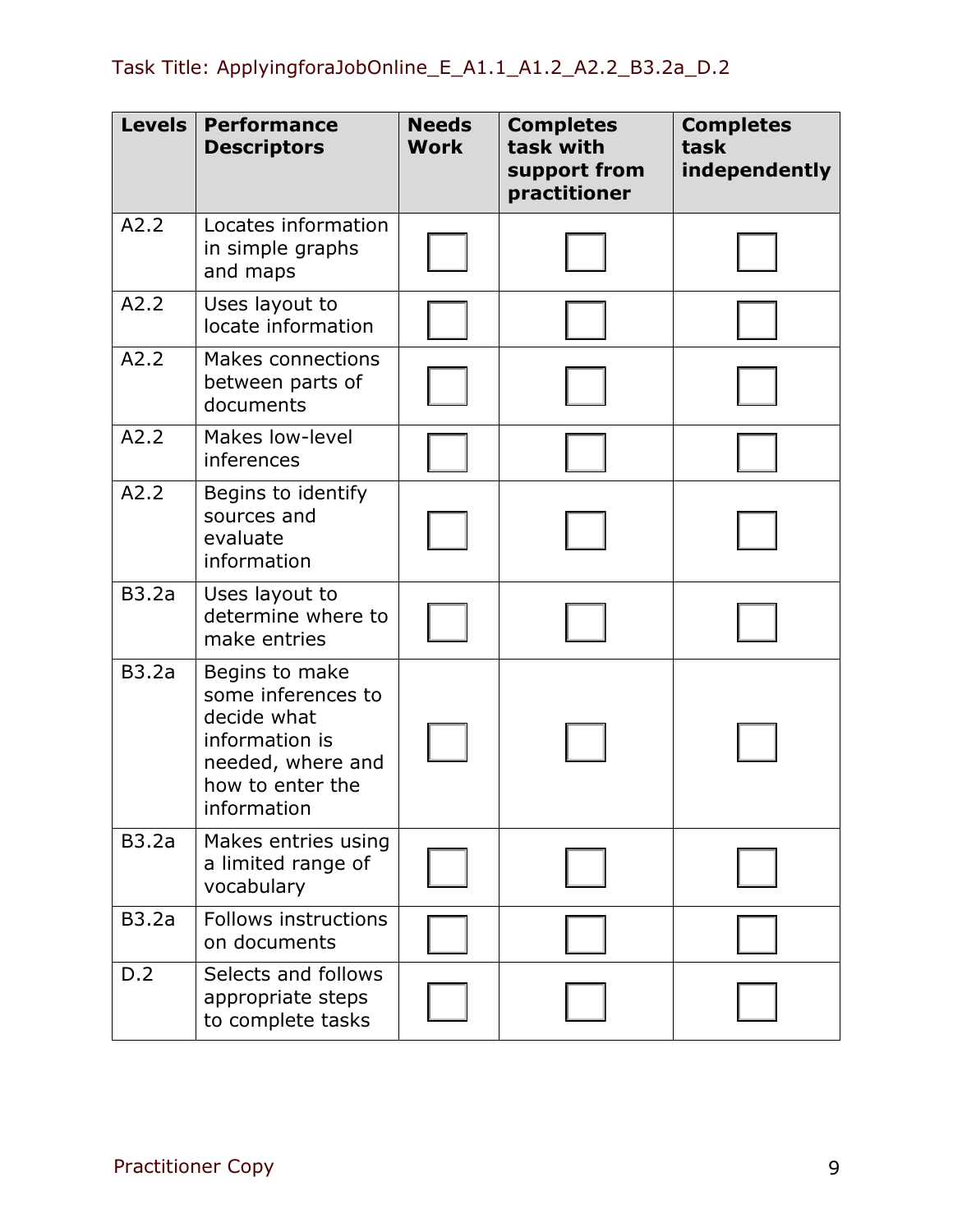Task Title: ApplyingforaJobOnline_E_A1.1_A1.2_A2.2_B3.2a_D.2

| Levels | Performance Descriptors | Needs Work | Completes task with support from practitioner | Completes task independently |
|---|---|---|---|---|
| A2.2 | Locates information in simple graphs and maps | ☐ | ☐ | ☐ |
| A2.2 | Uses layout to locate information | ☐ | ☐ | ☐ |
| A2.2 | Makes connections between parts of documents | ☐ | ☐ | ☐ |
| A2.2 | Makes low-level inferences | ☐ | ☐ | ☐ |
| A2.2 | Begins to identify sources and evaluate information | ☐ | ☐ | ☐ |
| B3.2a | Uses layout to determine where to make entries | ☐ | ☐ | ☐ |
| B3.2a | Begins to make some inferences to decide what information is needed, where and how to enter the information | ☐ | ☐ | ☐ |
| B3.2a | Makes entries using a limited range of vocabulary | ☐ | ☐ | ☐ |
| B3.2a | Follows instructions on documents | ☐ | ☐ | ☐ |
| D.2 | Selects and follows appropriate steps to complete tasks | ☐ | ☐ | ☐ |

Practitioner Copy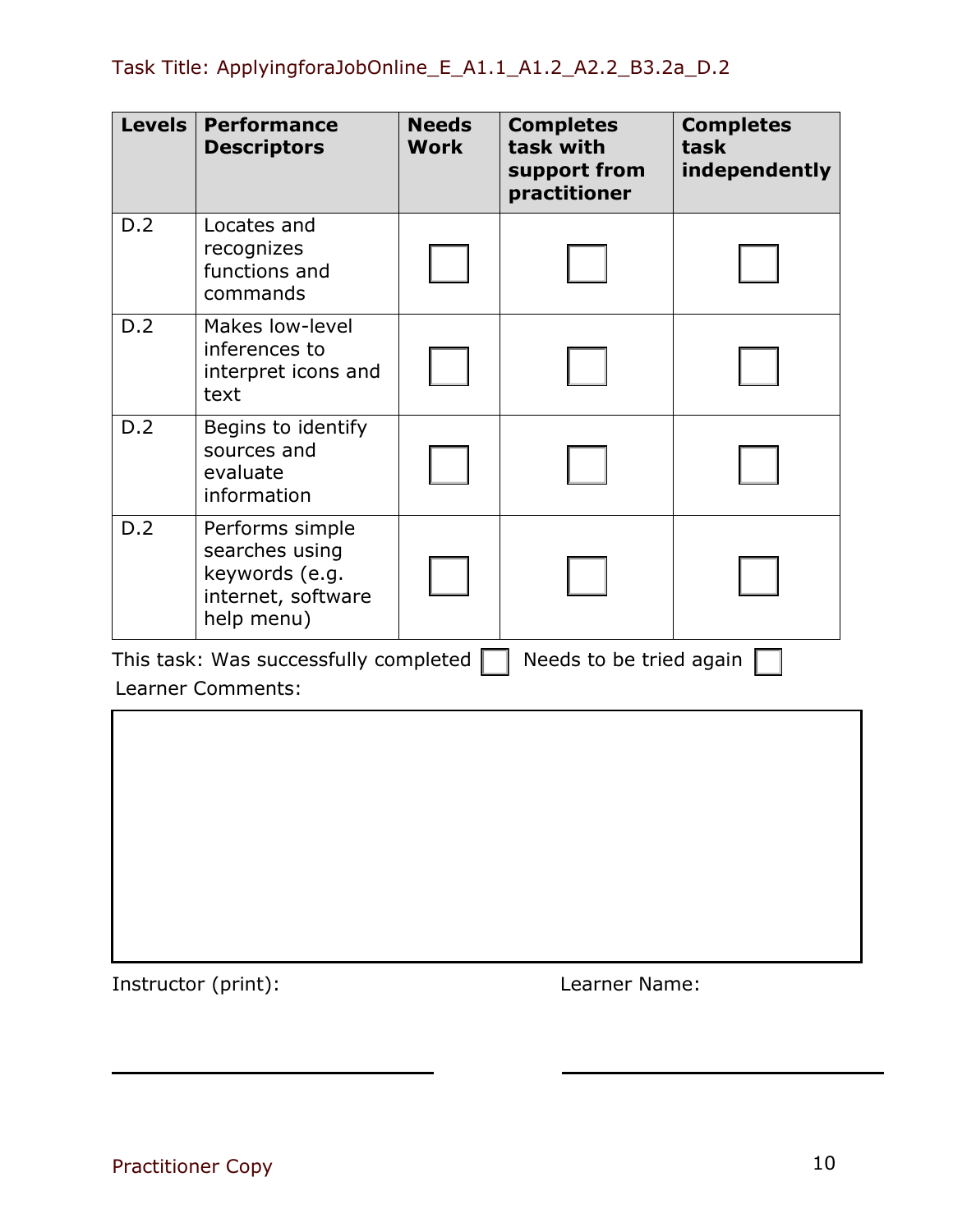Task Title: ApplyingforaJobOnline_E_A1.1_A1.2_A2.2_B3.2a_D.2

| Levels | Performance Descriptors | Needs Work | Completes task with support from practitioner | Completes task independently |
|---|---|---|---|---|
| D.2 | Locates and recognizes functions and commands | ☐ | ☐ | ☐ |
| D.2 | Makes low-level inferences to interpret icons and text | ☐ | ☐ | ☐ |
| D.2 | Begins to identify sources and evaluate information | ☐ | ☐ | ☐ |
| D.2 | Performs simple searches using keywords (e.g. internet, software help menu) | ☐ | ☐ | ☐ |

This task: Was successfully completed ☐ Needs to be tried again ☐

Learner Comments:

Instructor (print):

Learner Name:

Practitioner Copy